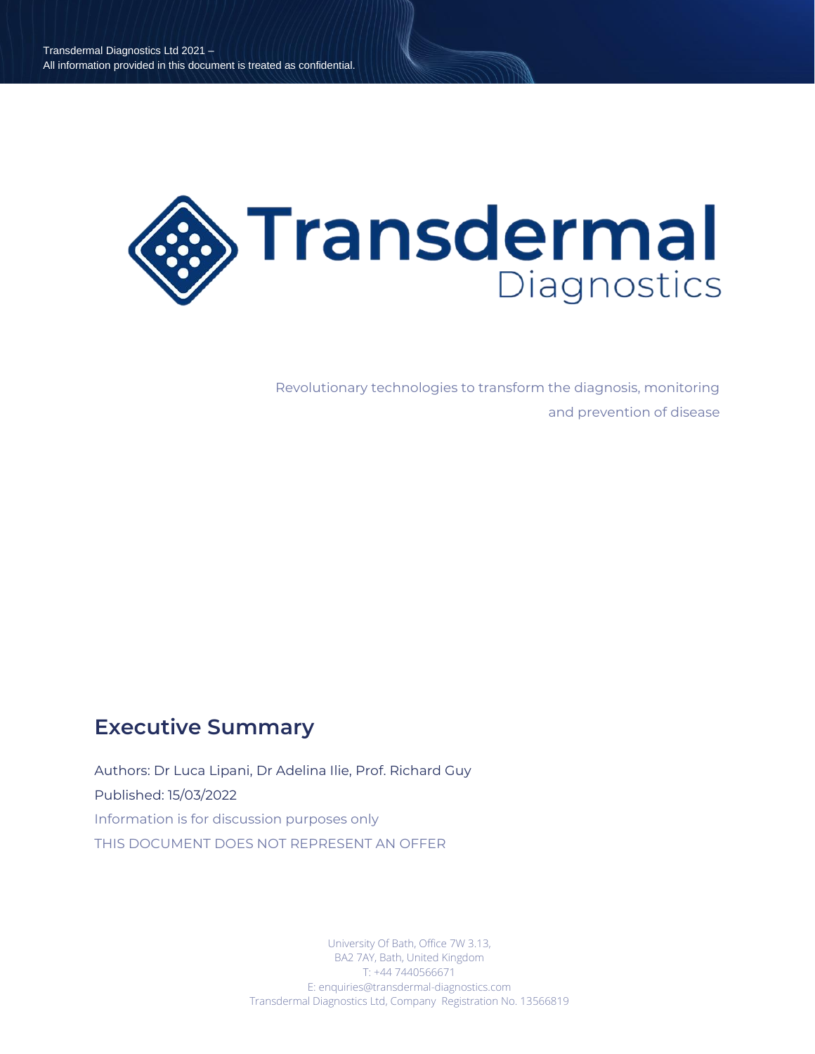Transdermal Diagnostics Ltd 2021 –
All information provided in this document is treated as confidential.

# Transdermal Diagnostics

Revolutionary technologies to transform the diagnosis, monitoring and prevention of disease

## Executive Summary

Authors: Dr Luca Lipani, Dr Adelina Ilie, Prof. Richard Guy

Published: 15/03/2022

Information is for discussion purposes only

THIS DOCUMENT DOES NOT REPRESENT AN OFFER

University Of Bath, Office 7W 3.13,
BA2 7AY, Bath, United Kingdom
T: +44 7440566671
E: enquiries@transdermal-diagnostics.com
Transdermal Diagnostics Ltd, Company Registration No. 13566819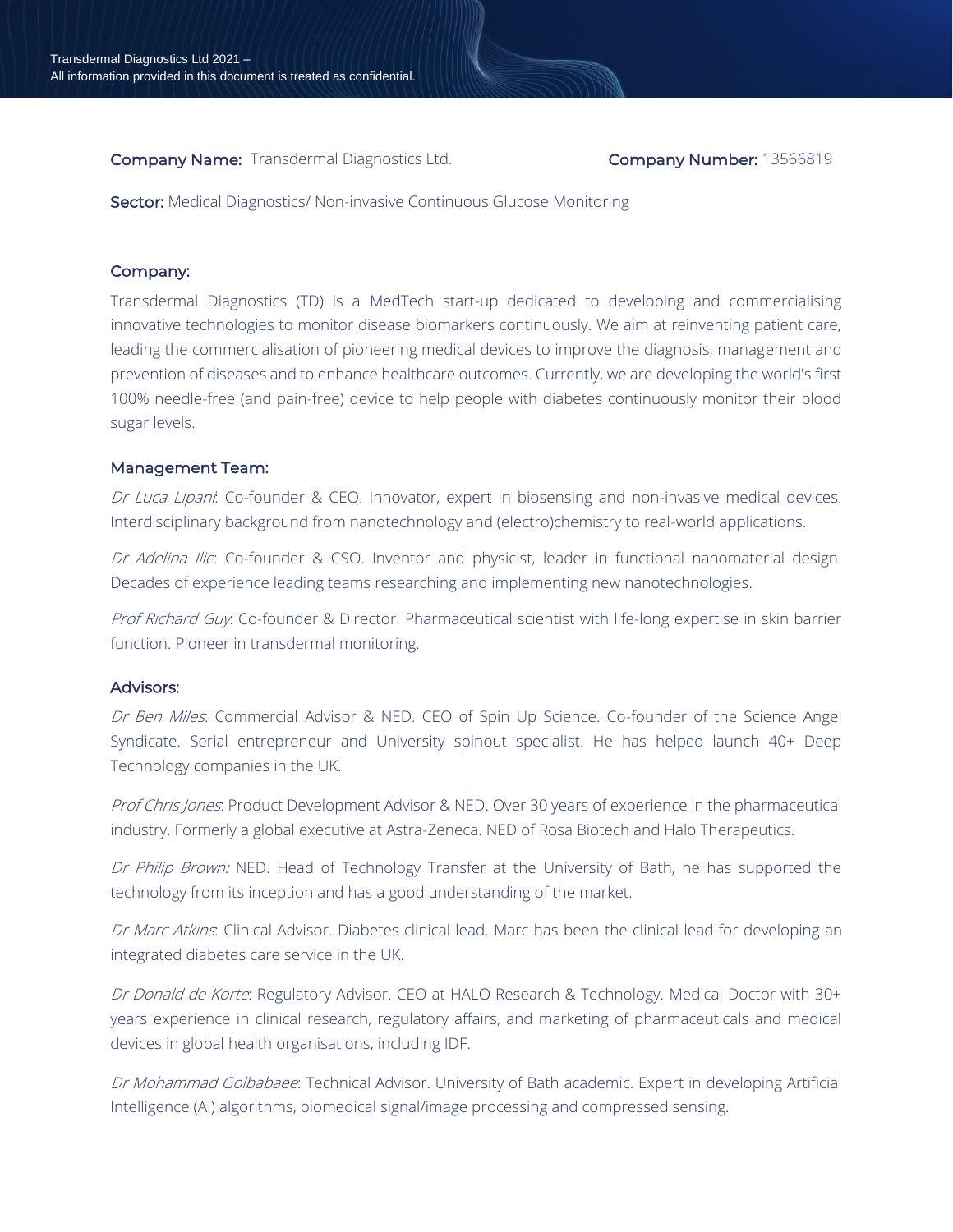**Company Name:** Transdermal Diagnostics Ltd. **Company Number:** 13566819

**Sector:** Medical Diagnostics/ Non-invasive Continuous Glucose Monitoring

## Company:

Transdermal Diagnostics (TD) is a MedTech start-up dedicated to developing and commercialising innovative technologies to monitor disease biomarkers continuously. We aim at reinventing patient care, leading the commercialisation of pioneering medical devices to improve the diagnosis, management and prevention of diseases and to enhance healthcare outcomes. Currently, we are developing the world's first 100% needle-free (and pain-free) device to help people with diabetes continuously monitor their blood sugar levels.

## Management Team:

*Dr Luca Lipani*: Co-founder & CEO. Innovator, expert in biosensing and non-invasive medical devices. Interdisciplinary background from nanotechnology and (electro)chemistry to real-world applications.

*Dr Adelina Ilie*: Co-founder & CSO. Inventor and physicist, leader in functional nanomaterial design. Decades of experience leading teams researching and implementing new nanotechnologies.

*Prof Richard Guy*: Co-founder & Director. Pharmaceutical scientist with life-long expertise in skin barrier function. Pioneer in transdermal monitoring.

## Advisors:

*Dr Ben Miles*: Commercial Advisor & NED. CEO of Spin Up Science. Co-founder of the Science Angel Syndicate. Serial entrepreneur and University spinout specialist. He has helped launch 40+ Deep Technology companies in the UK.

*Prof Chris Jones*: Product Development Advisor & NED. Over 30 years of experience in the pharmaceutical industry. Formerly a global executive at Astra-Zeneca. NED of Rosa Biotech and Halo Therapeutics.

*Dr Philip Brown:* NED. Head of Technology Transfer at the University of Bath, he has supported the technology from its inception and has a good understanding of the market.

*Dr Marc Atkins*: Clinical Advisor. Diabetes clinical lead. Marc has been the clinical lead for developing an integrated diabetes care service in the UK.

*Dr Donald de Korte*: Regulatory Advisor. CEO at HALO Research & Technology. Medical Doctor with 30+ years experience in clinical research, regulatory affairs, and marketing of pharmaceuticals and medical devices in global health organisations, including IDF.

*Dr Mohammad Golbabaee*: Technical Advisor. University of Bath academic. Expert in developing Artificial Intelligence (AI) algorithms, biomedical signal/image processing and compressed sensing.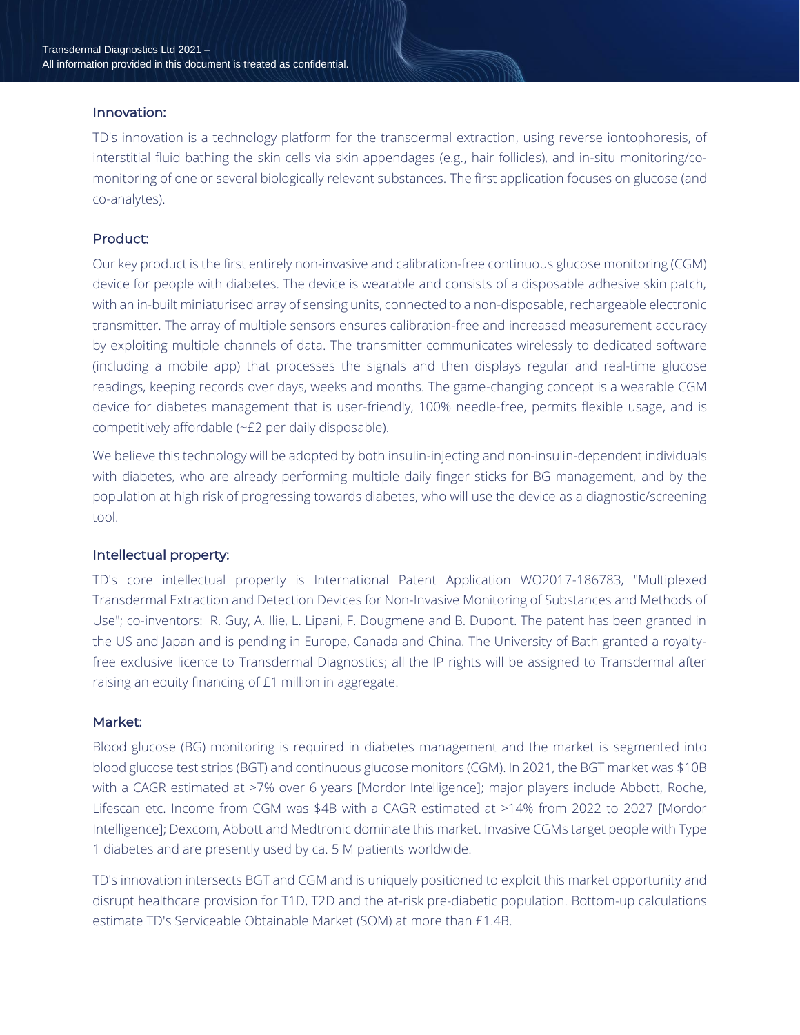### Innovation:

TD's innovation is a technology platform for the transdermal extraction, using reverse iontophoresis, of interstitial fluid bathing the skin cells via skin appendages (e.g., hair follicles), and in-situ monitoring/co-monitoring of one or several biologically relevant substances. The first application focuses on glucose (and co-analytes).

### Product:

Our key product is the first entirely non-invasive and calibration-free continuous glucose monitoring (CGM) device for people with diabetes. The device is wearable and consists of a disposable adhesive skin patch, with an in-built miniaturised array of sensing units, connected to a non-disposable, rechargeable electronic transmitter. The array of multiple sensors ensures calibration-free and increased measurement accuracy by exploiting multiple channels of data. The transmitter communicates wirelessly to dedicated software (including a mobile app) that processes the signals and then displays regular and real-time glucose readings, keeping records over days, weeks and months. The game-changing concept is a wearable CGM device for diabetes management that is user-friendly, 100% needle-free, permits flexible usage, and is competitively affordable (~£2 per daily disposable).

We believe this technology will be adopted by both insulin-injecting and non-insulin-dependent individuals with diabetes, who are already performing multiple daily finger sticks for BG management, and by the population at high risk of progressing towards diabetes, who will use the device as a diagnostic/screening tool.

### Intellectual property:

TD's core intellectual property is International Patent Application WO2017-186783, "Multiplexed Transdermal Extraction and Detection Devices for Non-Invasive Monitoring of Substances and Methods of Use"; co-inventors: R. Guy, A. Ilie, L. Lipani, F. Dougmene and B. Dupont. The patent has been granted in the US and Japan and is pending in Europe, Canada and China. The University of Bath granted a royalty-free exclusive licence to Transdermal Diagnostics; all the IP rights will be assigned to Transdermal after raising an equity financing of £1 million in aggregate.

### Market:

Blood glucose (BG) monitoring is required in diabetes management and the market is segmented into blood glucose test strips (BGT) and continuous glucose monitors (CGM). In 2021, the BGT market was $10B with a CAGR estimated at >7% over 6 years [Mordor Intelligence]; major players include Abbott, Roche, Lifescan etc. Income from CGM was $4B with a CAGR estimated at >14% from 2022 to 2027 [Mordor Intelligence]; Dexcom, Abbott and Medtronic dominate this market. Invasive CGMs target people with Type 1 diabetes and are presently used by ca. 5 M patients worldwide.

TD's innovation intersects BGT and CGM and is uniquely positioned to exploit this market opportunity and disrupt healthcare provision for T1D, T2D and the at-risk pre-diabetic population. Bottom-up calculations estimate TD's Serviceable Obtainable Market (SOM) at more than £1.4B.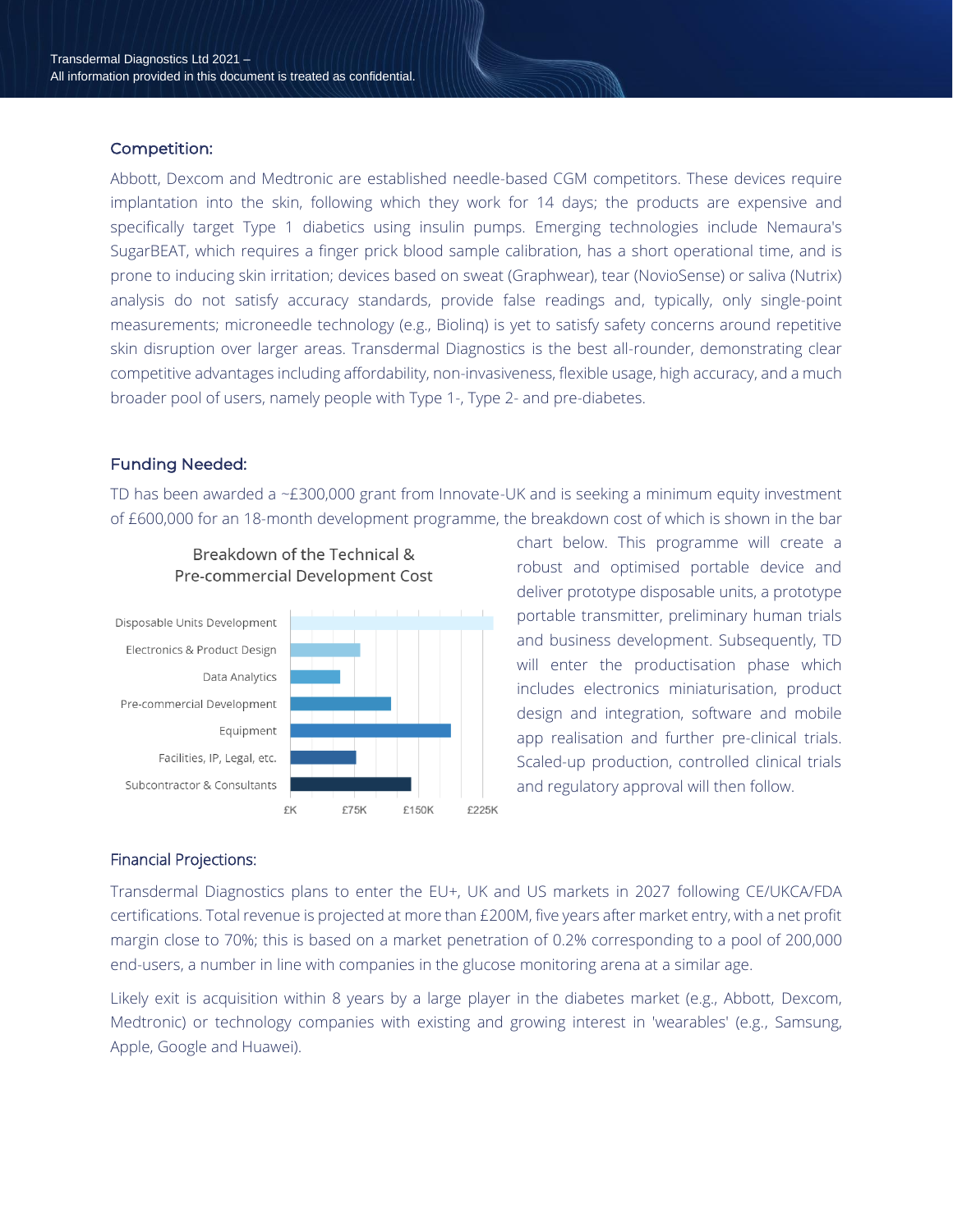## Competition:

Abbott, Dexcom and Medtronic are established needle-based CGM competitors. These devices require implantation into the skin, following which they work for 14 days; the products are expensive and specifically target Type 1 diabetics using insulin pumps. Emerging technologies include Nemaura's SugarBEAT, which requires a finger prick blood sample calibration, has a short operational time, and is prone to inducing skin irritation; devices based on sweat (Graphwear), tear (NovioSense) or saliva (Nutrix) analysis do not satisfy accuracy standards, provide false readings and, typically, only single-point measurements; microneedle technology (e.g., Biolinq) is yet to satisfy safety concerns around repetitive skin disruption over larger areas. Transdermal Diagnostics is the best all-rounder, demonstrating clear competitive advantages including affordability, non-invasiveness, flexible usage, high accuracy, and a much broader pool of users, namely people with Type 1-, Type 2- and pre-diabetes.

## Funding Needed:

TD has been awarded a ~£300,000 grant from Innovate-UK and is seeking a minimum equity investment of £600,000 for an 18-month development programme, the breakdown cost of which is shown in the bar chart below. This programme will create a robust and optimised portable device and deliver prototype disposable units, a prototype portable transmitter, preliminary human trials and business development. Subsequently, TD will enter the productisation phase which includes electronics miniaturisation, product design and integration, software and mobile app realisation and further pre-clinical trials. Scaled-up production, controlled clinical trials and regulatory approval will then follow.

Breakdown of the Technical & Pre-commercial Development Cost

Disposable Units Development
Electronics & Product Design
Data Analytics
Pre-commercial Development
Equipment
Facilities, IP, Legal, etc.
Subcontractor & Consultants

£K £75K £150K £225K

## Financial Projections:

Transdermal Diagnostics plans to enter the EU+, UK and US markets in 2027 following CE/UKCA/FDA certifications. Total revenue is projected at more than £200M, five years after market entry, with a net profit margin close to 70%; this is based on a market penetration of 0.2% corresponding to a pool of 200,000 end-users, a number in line with companies in the glucose monitoring arena at a similar age.

Likely exit is acquisition within 8 years by a large player in the diabetes market (e.g., Abbott, Dexcom, Medtronic) or technology companies with existing and growing interest in 'wearables' (e.g., Samsung, Apple, Google and Huawei).